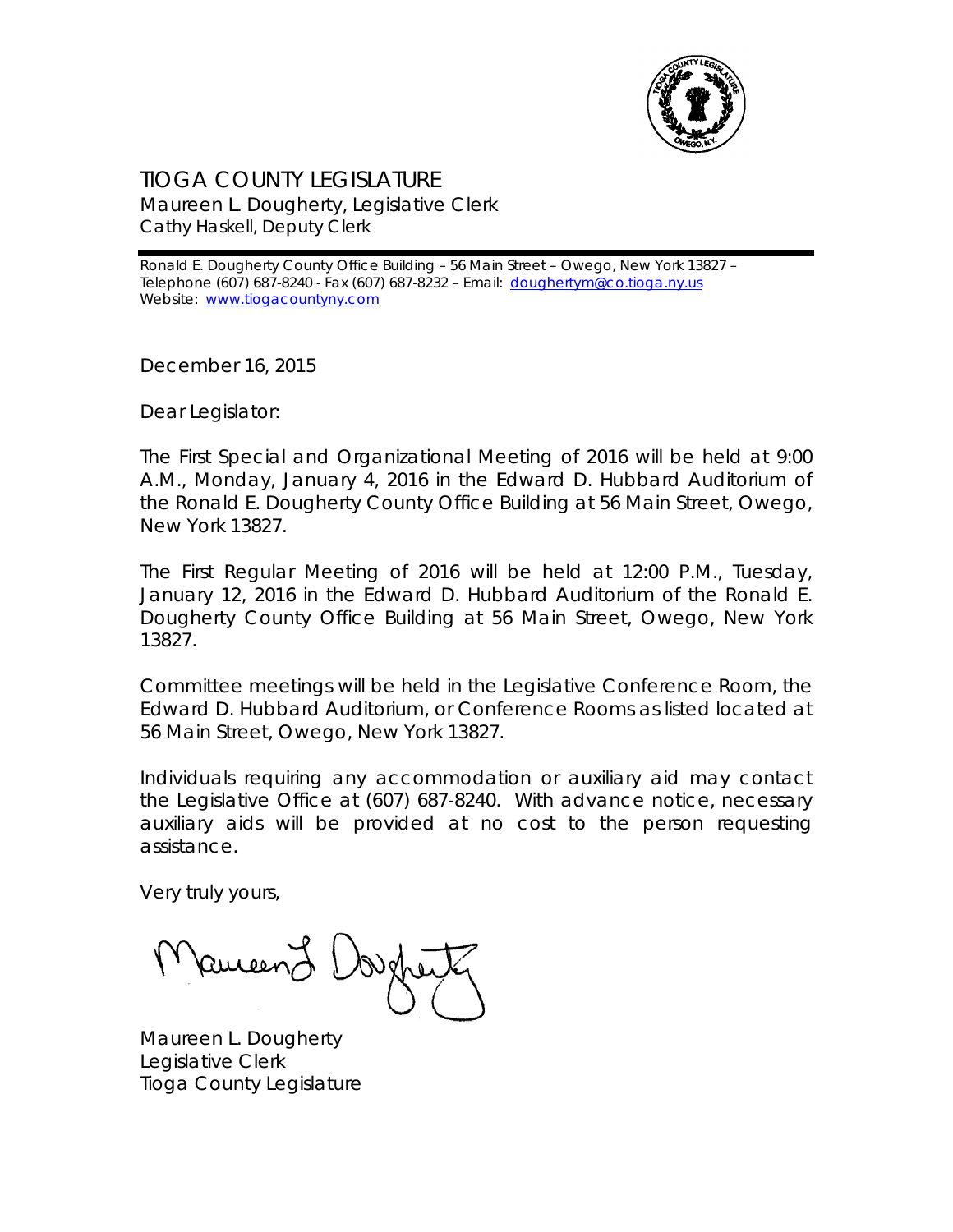# TIOGA COUNTY LEGISLATURE

Maureen L. Dougherty, Legislative Clerk
Cathy Haskell, Deputy Clerk

---

Ronald E. Dougherty County Office Building – 56 Main Street – Owego, New York 13827 – Telephone (607) 687-8240 - Fax (607) 687-8232 – Email: doughertym@co.tioga.ny.us
Website: www.tiogacountyny.com

December 16, 2015

Dear Legislator:

The First Special and Organizational Meeting of 2016 will be held at 9:00 A.M., Monday, January 4, 2016 in the Edward D. Hubbard Auditorium of the Ronald E. Dougherty County Office Building at 56 Main Street, Owego, New York 13827.

The First Regular Meeting of 2016 will be held at 12:00 P.M., Tuesday, January 12, 2016 in the Edward D. Hubbard Auditorium of the Ronald E. Dougherty County Office Building at 56 Main Street, Owego, New York 13827.

Committee meetings will be held in the Legislative Conference Room, the Edward D. Hubbard Auditorium, or Conference Rooms as listed located at 56 Main Street, Owego, New York 13827.

Individuals requiring any accommodation or auxiliary aid may contact the Legislative Office at (607) 687-8240. With advance notice, necessary auxiliary aids will be provided at no cost to the person requesting assistance.

Very truly yours,

Maureen L. Dougherty
Legislative Clerk
Tioga County Legislature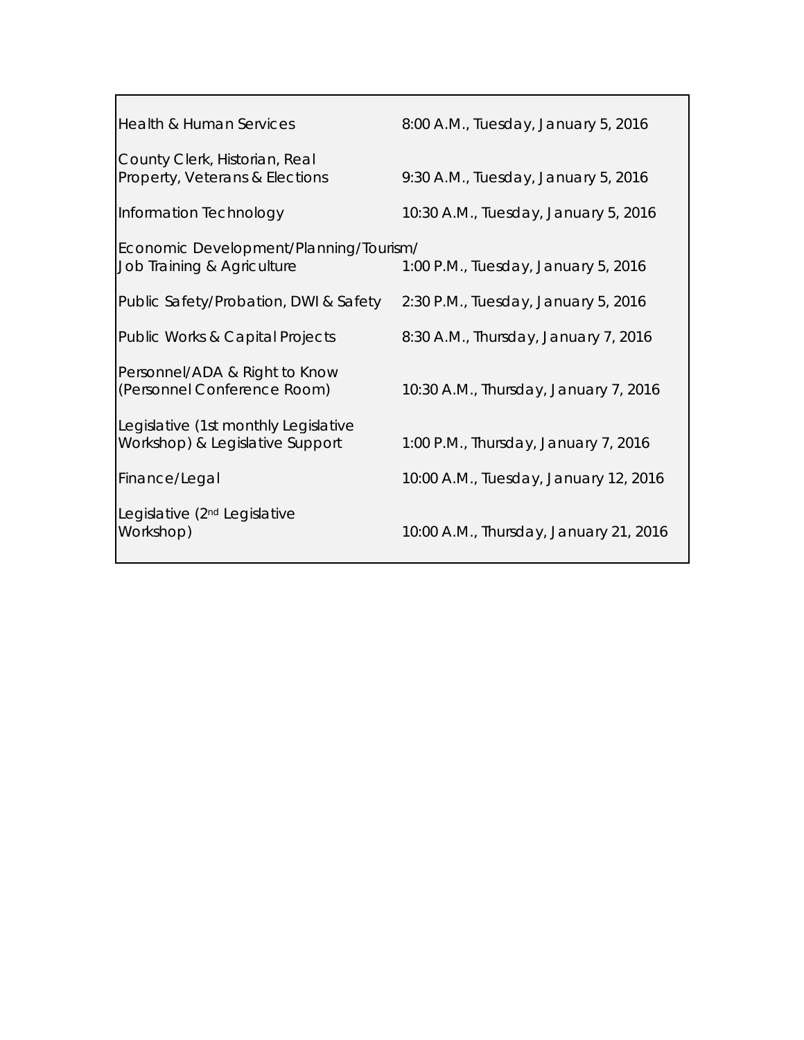| | |
|---|---|
| Health & Human Services | 8:00 A.M., Tuesday, January 5, 2016 |
| County Clerk, Historian, Real Property, Veterans & Elections | 9:30 A.M., Tuesday, January 5, 2016 |
| Information Technology | 10:30 A.M., Tuesday, January 5, 2016 |
| Economic Development/Planning/Tourism/ Job Training & Agriculture | 1:00 P.M., Tuesday, January 5, 2016 |
| Public Safety/Probation, DWI & Safety | 2:30 P.M., Tuesday, January 5, 2016 |
| Public Works & Capital Projects | 8:30 A.M., Thursday, January 7, 2016 |
| Personnel/ADA & Right to Know (Personnel Conference Room) | 10:30 A.M., Thursday, January 7, 2016 |
| Legislative (1st monthly Legislative Workshop) & Legislative Support | 1:00 P.M., Thursday, January 7, 2016 |
| Finance/Legal | 10:00 A.M., Tuesday, January 12, 2016 |
| Legislative (2nd Legislative Workshop) | 10:00 A.M., Thursday, January 21, 2016 |